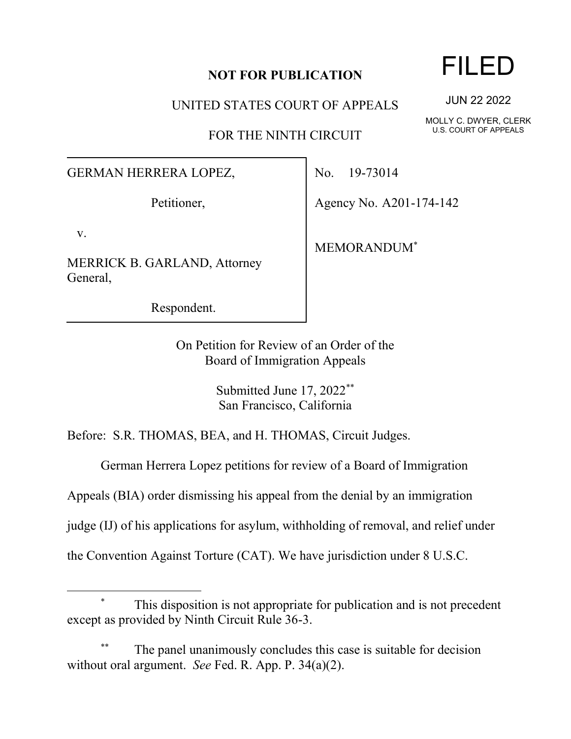**NOT FOR PUBLICATION**

# FILED

JUN 22 2022

MOLLY C. DWYER, CLERK
U.S. COURT OF APPEALS

UNITED STATES COURT OF APPEALS

FOR THE NINTH CIRCUIT

| | |
|---|---|
| GERMAN HERRERA LOPEZ,<br><br>Petitioner,<br><br>v.<br><br>MERRICK B. GARLAND, Attorney General,<br><br>Respondent. | No. 19-73014<br><br>Agency No. A201-174-142<br><br>MEMORANDUM* |

On Petition for Review of an Order of the
Board of Immigration Appeals

Submitted June 17, 2022**
San Francisco, California

Before: S.R. THOMAS, BEA, and H. THOMAS, Circuit Judges.

German Herrera Lopez petitions for review of a Board of Immigration Appeals (BIA) order dismissing his appeal from the denial by an immigration judge (IJ) of his applications for asylum, withholding of removal, and relief under the Convention Against Torture (CAT). We have jurisdiction under 8 U.S.C.

---

\* This disposition is not appropriate for publication and is not precedent except as provided by Ninth Circuit Rule 36-3.

\*\* The panel unanimously concludes this case is suitable for decision without oral argument. *See* Fed. R. App. P. 34(a)(2).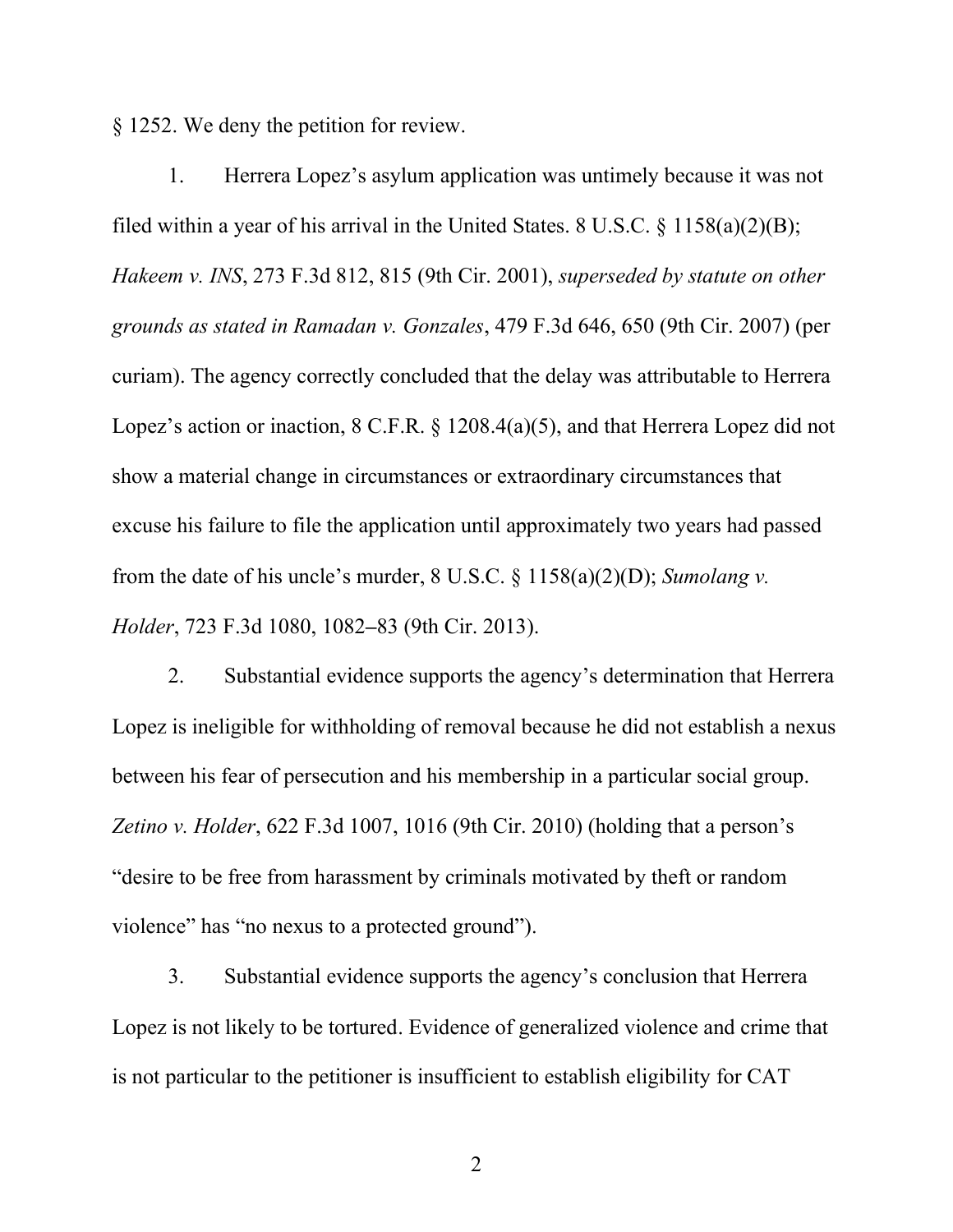§ 1252. We deny the petition for review.

1. Herrera Lopez's asylum application was untimely because it was not filed within a year of his arrival in the United States. 8 U.S.C. § 1158(a)(2)(B); *Hakeem v. INS*, 273 F.3d 812, 815 (9th Cir. 2001), *superseded by statute on other grounds as stated in Ramadan v. Gonzales*, 479 F.3d 646, 650 (9th Cir. 2007) (per curiam). The agency correctly concluded that the delay was attributable to Herrera Lopez's action or inaction, 8 C.F.R. § 1208.4(a)(5), and that Herrera Lopez did not show a material change in circumstances or extraordinary circumstances that excuse his failure to file the application until approximately two years had passed from the date of his uncle's murder, 8 U.S.C. § 1158(a)(2)(D); *Sumolang v. Holder*, 723 F.3d 1080, 1082–83 (9th Cir. 2013).

2. Substantial evidence supports the agency's determination that Herrera Lopez is ineligible for withholding of removal because he did not establish a nexus between his fear of persecution and his membership in a particular social group. *Zetino v. Holder*, 622 F.3d 1007, 1016 (9th Cir. 2010) (holding that a person's "desire to be free from harassment by criminals motivated by theft or random violence" has "no nexus to a protected ground").

3. Substantial evidence supports the agency's conclusion that Herrera Lopez is not likely to be tortured. Evidence of generalized violence and crime that is not particular to the petitioner is insufficient to establish eligibility for CAT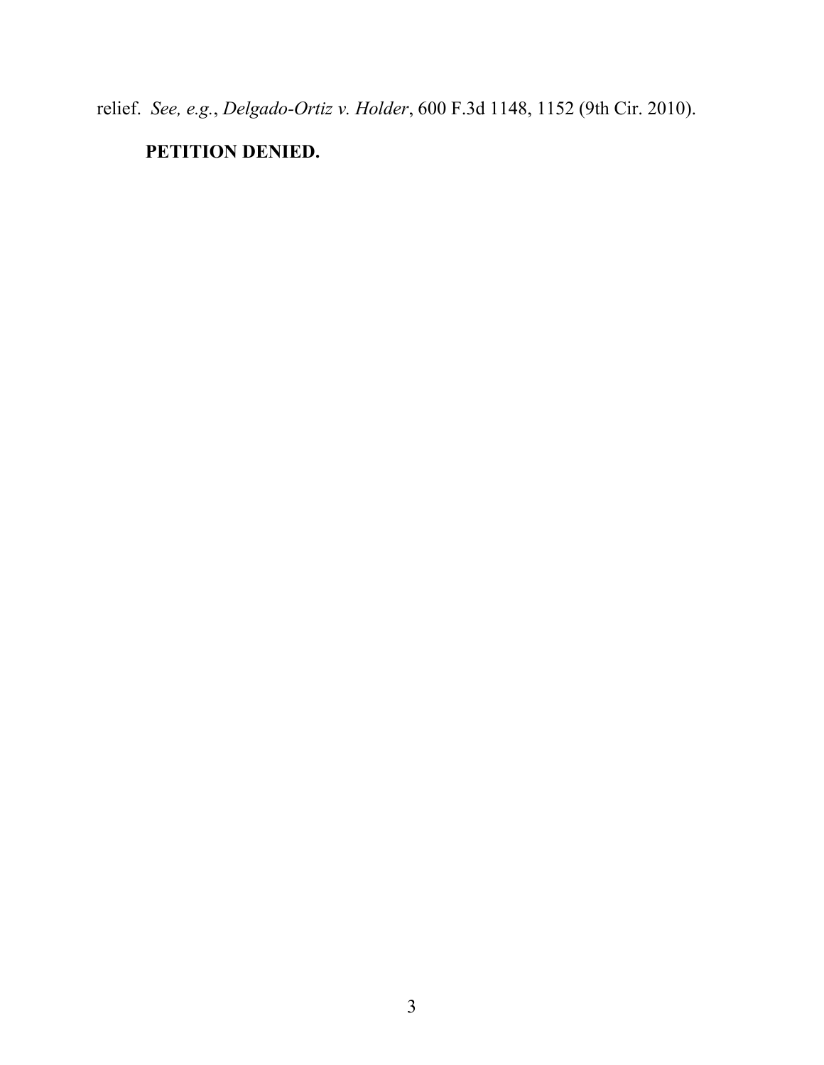relief. *See, e.g.*, *Delgado-Ortiz v. Holder*, 600 F.3d 1148, 1152 (9th Cir. 2010).

**PETITION DENIED.**